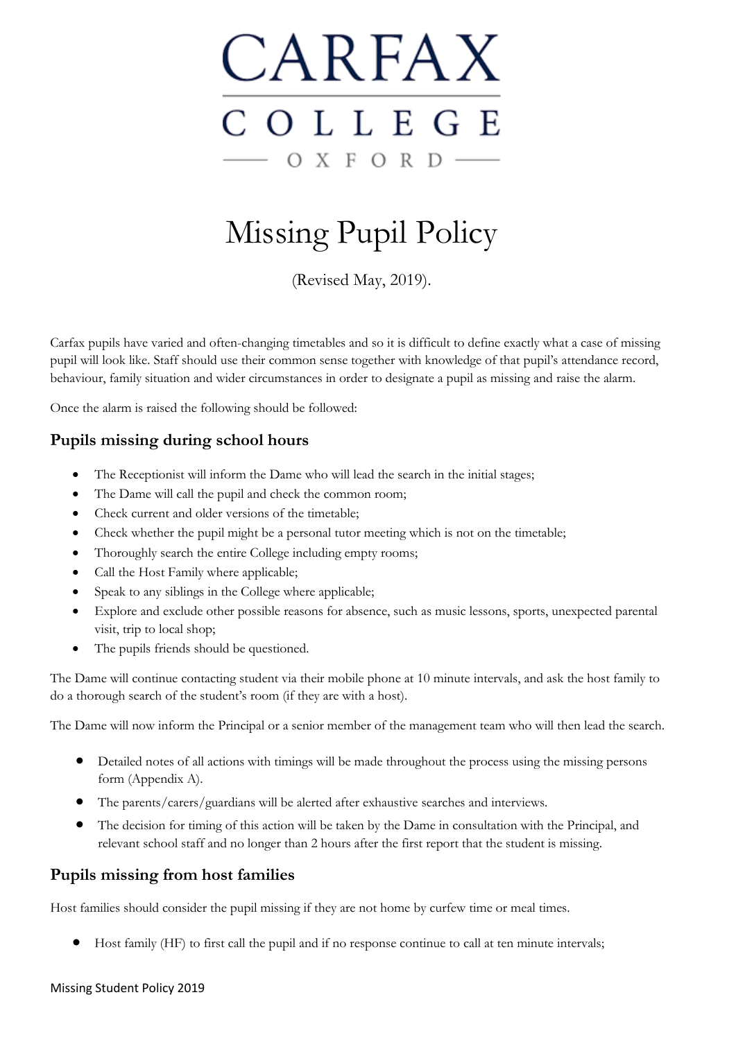# CARFAX COLLEGE OXFORD

# Missing Pupil Policy

(Revised May, 2019).

Carfax pupils have varied and often-changing timetables and so it is difficult to define exactly what a case of missing pupil will look like. Staff should use their common sense together with knowledge of that pupil's attendance record, behaviour, family situation and wider circumstances in order to designate a pupil as missing and raise the alarm.

Once the alarm is raised the following should be followed:

## Pupils missing during school hours

- The Receptionist will inform the Dame who will lead the search in the initial stages;
- The Dame will call the pupil and check the common room;
- Check current and older versions of the timetable;
- Check whether the pupil might be a personal tutor meeting which is not on the timetable;
- Thoroughly search the entire College including empty rooms;
- Call the Host Family where applicable;
- Speak to any siblings in the College where applicable;
- Explore and exclude other possible reasons for absence, such as music lessons, sports, unexpected parental visit, trip to local shop;
- The pupils friends should be questioned.

The Dame will continue contacting student via their mobile phone at 10 minute intervals, and ask the host family to do a thorough search of the student's room (if they are with a host).

The Dame will now inform the Principal or a senior member of the management team who will then lead the search.

- Detailed notes of all actions with timings will be made throughout the process using the missing persons form (Appendix A).
- The parents/carers/guardians will be alerted after exhaustive searches and interviews.
- The decision for timing of this action will be taken by the Dame in consultation with the Principal, and relevant school staff and no longer than 2 hours after the first report that the student is missing.

## Pupils missing from host families

Host families should consider the pupil missing if they are not home by curfew time or meal times.

- Host family (HF) to first call the pupil and if no response continue to call at ten minute intervals;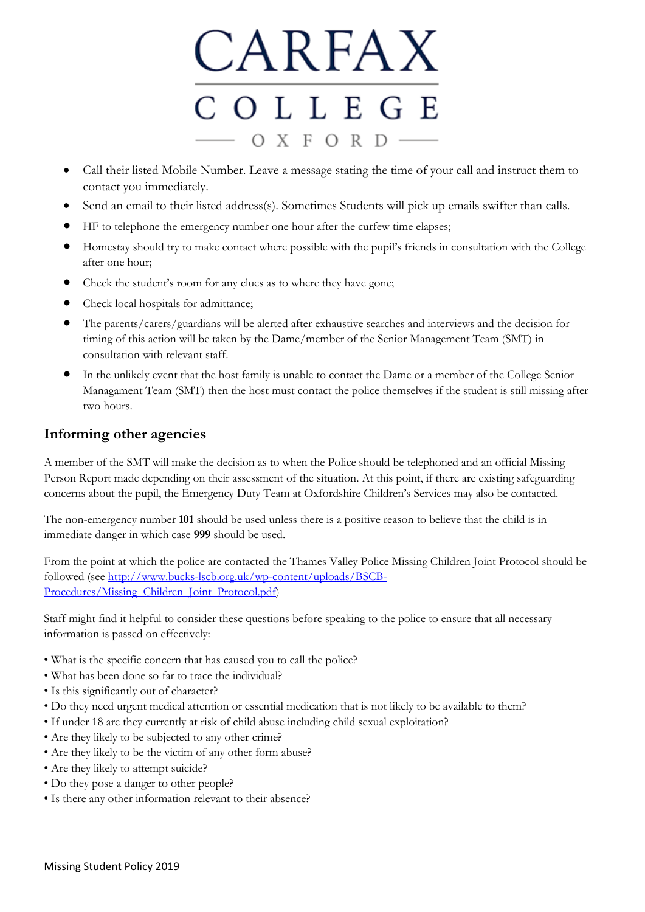- Call their listed Mobile Number. Leave a message stating the time of your call and instruct them to contact you immediately.
- Send an email to their listed address(s). Sometimes Students will pick up emails swifter than calls.
- HF to telephone the emergency number one hour after the curfew time elapses;
- Homestay should try to make contact where possible with the pupil's friends in consultation with the College after one hour;
- Check the student's room for any clues as to where they have gone;
- Check local hospitals for admittance;
- The parents/carers/guardians will be alerted after exhaustive searches and interviews and the decision for timing of this action will be taken by the Dame/member of the Senior Management Team (SMT) in consultation with relevant staff.
- In the unlikely event that the host family is unable to contact the Dame or a member of the College Senior Managament Team (SMT) then the host must contact the police themselves if the student is still missing after two hours.

## Informing other agencies

A member of the SMT will make the decision as to when the Police should be telephoned and an official Missing Person Report made depending on their assessment of the situation. At this point, if there are existing safeguarding concerns about the pupil, the Emergency Duty Team at Oxfordshire Children's Services may also be contacted.

The non-emergency number **101** should be used unless there is a positive reason to believe that the child is in immediate danger in which case **999** should be used.

From the point at which the police are contacted the Thames Valley Police Missing Children Joint Protocol should be followed (see [http://www.bucks-lscb.org.uk/wp-content/uploads/BSCB-Procedures/Missing_Children_Joint_Protocol.pdf](http://www.bucks-lscb.org.uk/wp-content/uploads/BSCB-Procedures/Missing_Children_Joint_Protocol.pdf))

Staff might find it helpful to consider these questions before speaking to the police to ensure that all necessary information is passed on effectively:

- What is the specific concern that has caused you to call the police?
- What has been done so far to trace the individual?
- Is this significantly out of character?
- Do they need urgent medical attention or essential medication that is not likely to be available to them?
- If under 18 are they currently at risk of child abuse including child sexual exploitation?
- Are they likely to be subjected to any other crime?
- Are they likely to be the victim of any other form abuse?
- Are they likely to attempt suicide?
- Do they pose a danger to other people?
- Is there any other information relevant to their absence?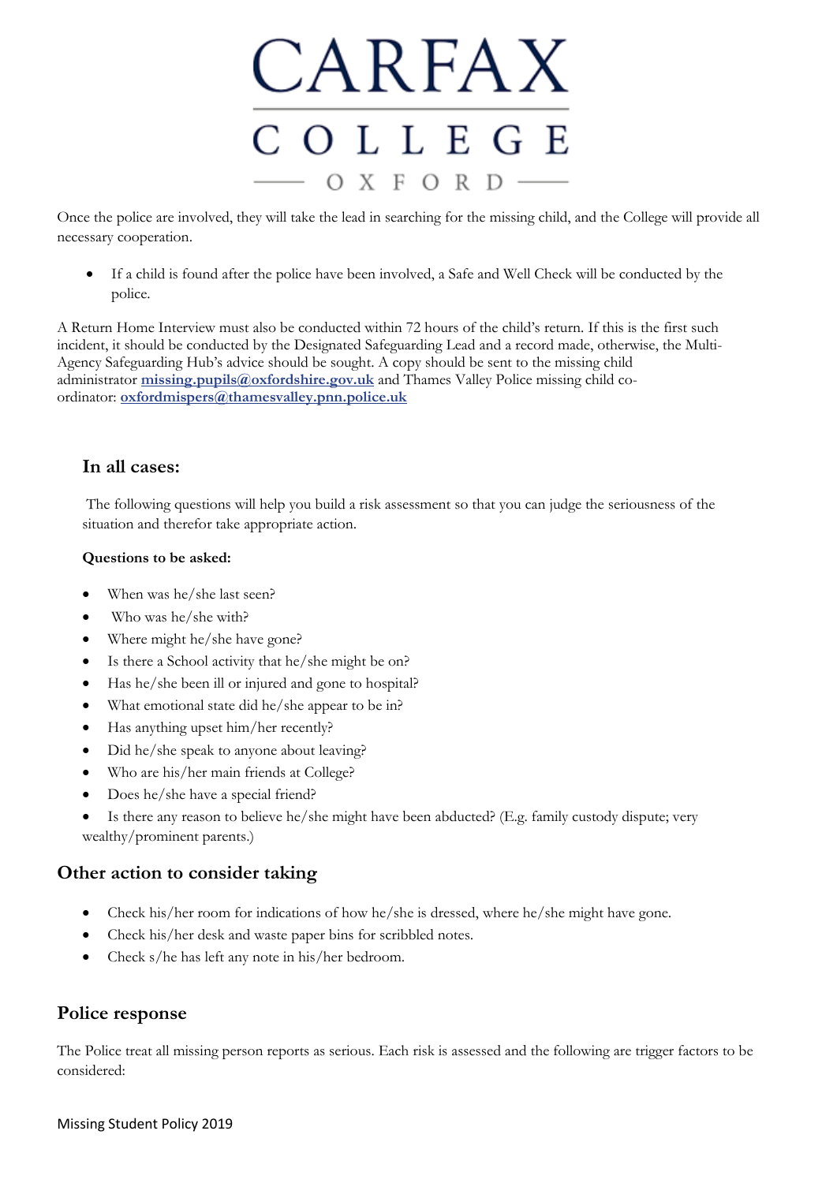Once the police are involved, they will take the lead in searching for the missing child, and the College will provide all necessary cooperation.

- If a child is found after the police have been involved, a Safe and Well Check will be conducted by the police.

A Return Home Interview must also be conducted within 72 hours of the child's return. If this is the first such incident, it should be conducted by the Designated Safeguarding Lead and a record made, otherwise, the Multi-Agency Safeguarding Hub's advice should be sought. A copy should be sent to the missing child administrator **missing.pupils@oxfordshire.gov.uk** and Thames Valley Police missing child co-ordinator: **oxfordmispers@thamesvalley.pnn.police.uk**

### In all cases:

The following questions will help you build a risk assessment so that you can judge the seriousness of the situation and therefor take appropriate action.

**Questions to be asked:**

- When was he/she last seen?
- Who was he/she with?
- Where might he/she have gone?
- Is there a School activity that he/she might be on?
- Has he/she been ill or injured and gone to hospital?
- What emotional state did he/she appear to be in?
- Has anything upset him/her recently?
- Did he/she speak to anyone about leaving?
- Who are his/her main friends at College?
- Does he/she have a special friend?
- Is there any reason to believe he/she might have been abducted? (E.g. family custody dispute; very wealthy/prominent parents.)

## Other action to consider taking

- Check his/her room for indications of how he/she is dressed, where he/she might have gone.
- Check his/her desk and waste paper bins for scribbled notes.
- Check s/he has left any note in his/her bedroom.

## Police response

The Police treat all missing person reports as serious. Each risk is assessed and the following are trigger factors to be considered: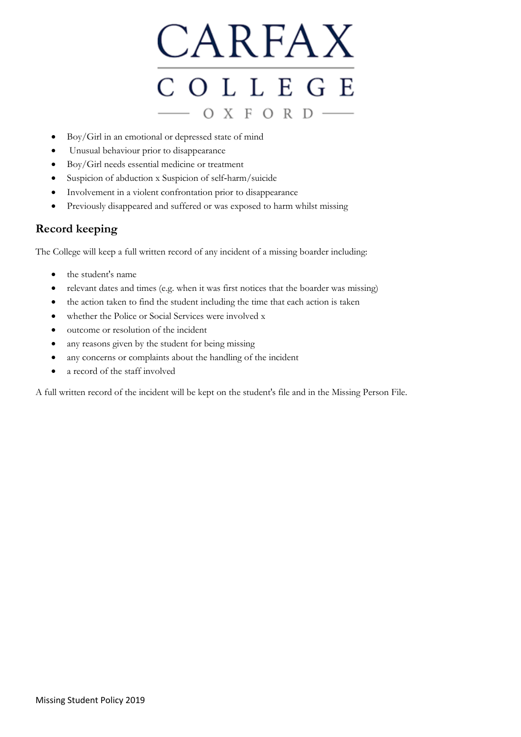- Boy/Girl in an emotional or depressed state of mind
- Unusual behaviour prior to disappearance
- Boy/Girl needs essential medicine or treatment
- Suspicion of abduction x Suspicion of self-harm/suicide
- Involvement in a violent confrontation prior to disappearance
- Previously disappeared and suffered or was exposed to harm whilst missing

## Record keeping

The College will keep a full written record of any incident of a missing boarder including:

- the student's name
- relevant dates and times (e.g. when it was first notices that the boarder was missing)
- the action taken to find the student including the time that each action is taken
- whether the Police or Social Services were involved x
- outcome or resolution of the incident
- any reasons given by the student for being missing
- any concerns or complaints about the handling of the incident
- a record of the staff involved

A full written record of the incident will be kept on the student's file and in the Missing Person File.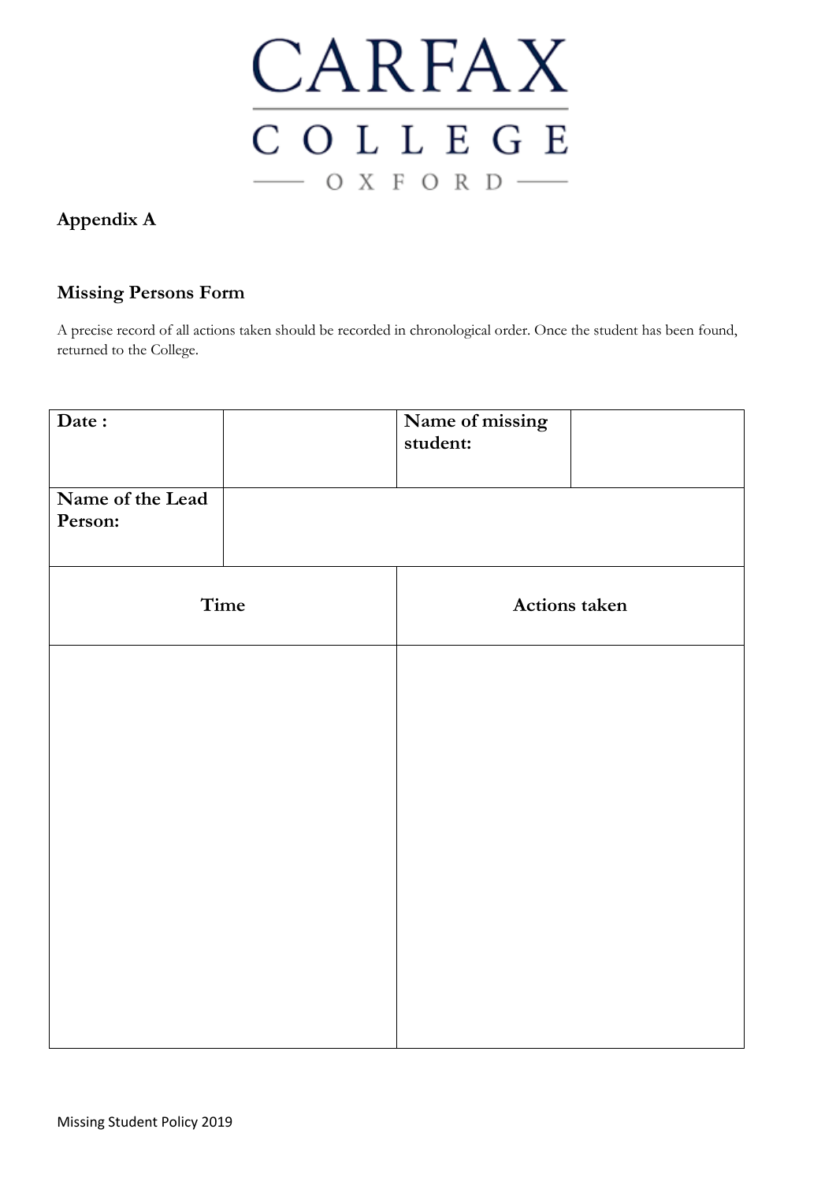# CARFAX COLLEGE OXFORD

## Appendix A

## Missing Persons Form

A precise record of all actions taken should be recorded in chronological order. Once the student has been found, returned to the College.

| | | | |
|---|---|---|---|
| **Date :** | | **Name of missing student:** | |
| **Name of the Lead Person:** | | | |
| **Time** | | **Actions taken** | |
| | | | |